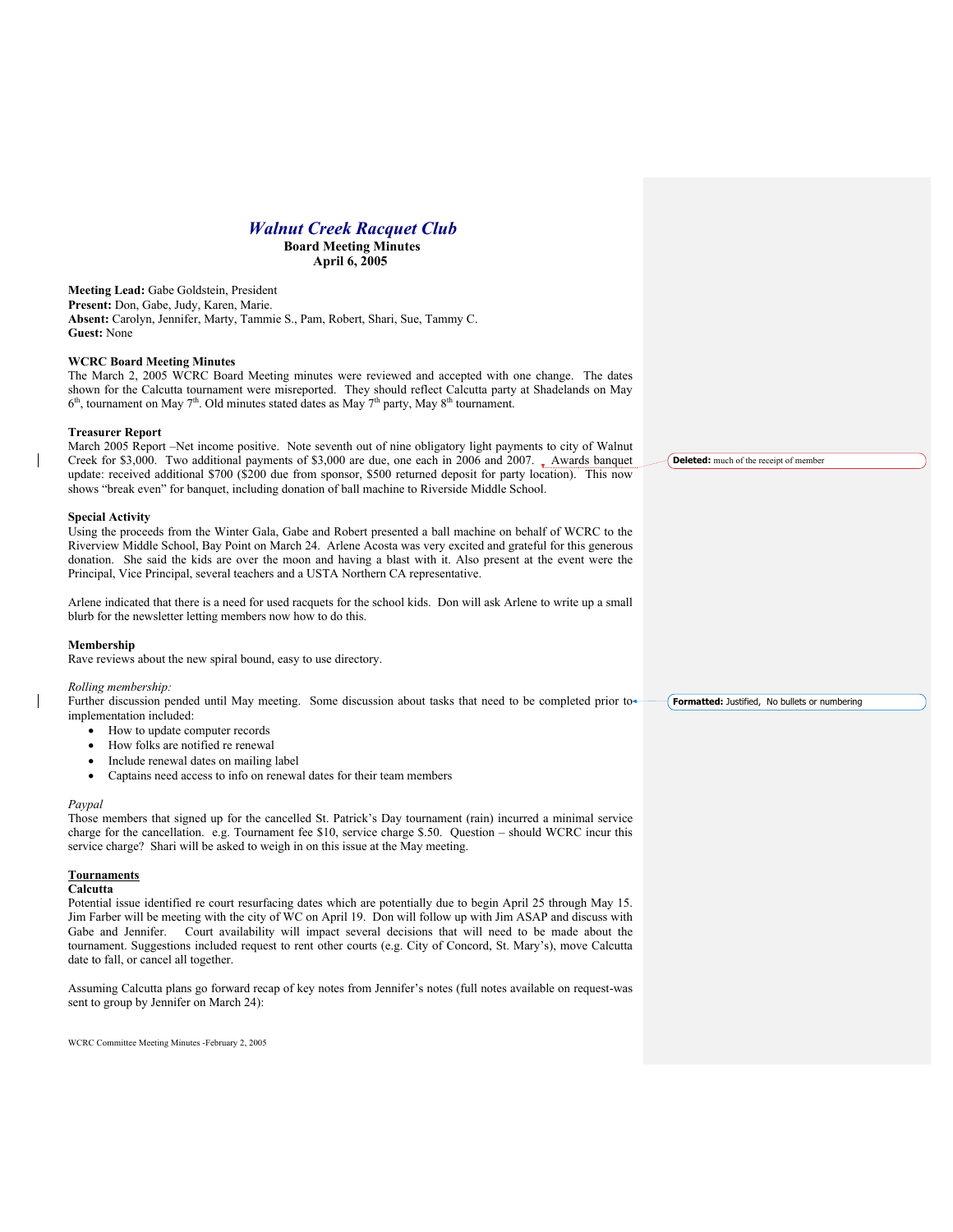# *Walnut Creek Racquet Club*

**Board Meeting Minutes**
**April 6, 2005**

**Meeting Lead:** Gabe Goldstein, President
**Present:** Don, Gabe, Judy, Karen, Marie.
**Absent:** Carolyn, Jennifer, Marty, Tammie S., Pam, Robert, Shari, Sue, Tammy C.
**Guest:** None

### WCRC Board Meeting Minutes

The March 2, 2005 WCRC Board Meeting minutes were reviewed and accepted with one change. The dates shown for the Calcutta tournament were misreported. They should reflect Calcutta party at Shadelands on May 6th, tournament on May 7th. Old minutes stated dates as May 7th party, May 8th tournament.

### Treasurer Report

March 2005 Report –Net income positive. Note seventh out of nine obligatory light payments to city of Walnut Creek for $3,000. Two additional payments of $3,000 are due, one each in 2006 and 2007. Awards banquet update: received additional $700 ($200 due from sponsor, $500 returned deposit for party location). This now shows "break even" for banquet, including donation of ball machine to Riverside Middle School.

Deleted: much of the receipt of member

### Special Activity

Using the proceeds from the Winter Gala, Gabe and Robert presented a ball machine on behalf of WCRC to the Riverview Middle School, Bay Point on March 24. Arlene Acosta was very excited and grateful for this generous donation. She said the kids are over the moon and having a blast with it. Also present at the event were the Principal, Vice Principal, several teachers and a USTA Northern CA representative.

Arlene indicated that there is a need for used racquets for the school kids. Don will ask Arlene to write up a small blurb for the newsletter letting members now how to do this.

### Membership

Rave reviews about the new spiral bound, easy to use directory.

*Rolling membership:*

Further discussion pended until May meeting. Some discussion about tasks that need to be completed prior to implementation included:

- How to update computer records
- How folks are notified re renewal
- Include renewal dates on mailing label
- Captains need access to info on renewal dates for their team members

Formatted: Justified, No bullets or numbering

*Paypal*

Those members that signed up for the cancelled St. Patrick's Day tournament (rain) incurred a minimal service charge for the cancellation. e.g. Tournament fee $10, service charge $.50. Question – should WCRC incur this service charge? Shari will be asked to weigh in on this issue at the May meeting.

### Tournaments

**Calcutta**

Potential issue identified re court resurfacing dates which are potentially due to begin April 25 through May 15. Jim Farber will be meeting with the city of WC on April 19. Don will follow up with Jim ASAP and discuss with Gabe and Jennifer. Court availability will impact several decisions that will need to be made about the tournament. Suggestions included request to rent other courts (e.g. City of Concord, St. Mary's), move Calcutta date to fall, or cancel all together.

Assuming Calcutta plans go forward recap of key notes from Jennifer's notes (full notes available on request-was sent to group by Jennifer on March 24):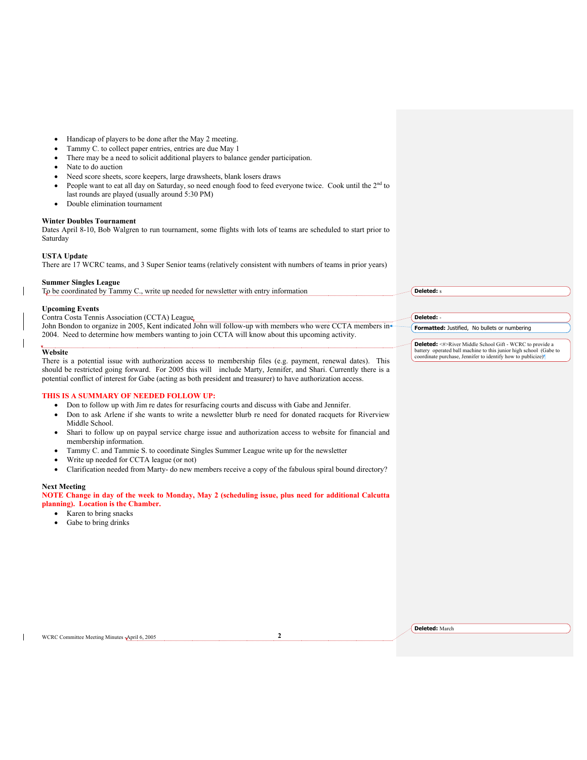- Handicap of players to be done after the May 2 meeting.
- Tammy C. to collect paper entries, entries are due May 1
- There may be a need to solicit additional players to balance gender participation.
- Nate to do auction
- Need score sheets, score keepers, large drawsheets, blank losers draws
- People want to eat all day on Saturday, so need enough food to feed everyone twice. Cook until the 2nd to last rounds are played (usually around 5:30 PM)
- Double elimination tournament

**Winter Doubles Tournament**
Dates April 8-10, Bob Walgren to run tournament, some flights with lots of teams are scheduled to start prior to Saturday

**USTA Update**
There are 17 WCRC teams, and 3 Super Senior teams (relatively consistent with numbers of teams in prior years)

**Summer Singles League**
To be coordinated by Tammy C., write up needed for newsletter with entry information

**Upcoming Events**
Contra Costa Tennis Association (CCTA) League
John Bondon to organize in 2005, Kent indicated John will follow-up with members who were CCTA members in 2004. Need to determine how members wanting to join CCTA will know about this upcoming activity.

**Website**
There is a potential issue with authorization access to membership files (e.g. payment, renewal dates). This should be restricted going forward. For 2005 this will include Marty, Jennifer, and Shari. Currently there is a potential conflict of interest for Gabe (acting as both president and treasurer) to have authorization access.

**THIS IS A SUMMARY OF NEEDED FOLLOW UP:**

- Don to follow up with Jim re dates for resurfacing courts and discuss with Gabe and Jennifer.
- Don to ask Arlene if she wants to write a newsletter blurb re need for donated racquets for Riverview Middle School.
- Shari to follow up on paypal service charge issue and authorization access to website for financial and membership information.
- Tammy C. and Tammie S. to coordinate Singles Summer League write up for the newsletter
- Write up needed for CCTA league (or not)
- Clarification needed from Marty- do new members receive a copy of the fabulous spiral bound directory?

**Next Meeting**
**NOTE Change in day of the week to Monday, May 2 (scheduling issue, plus need for additional Calcutta planning). Location is the Chamber.**

- Karen to bring snacks
- Gabe to bring drinks